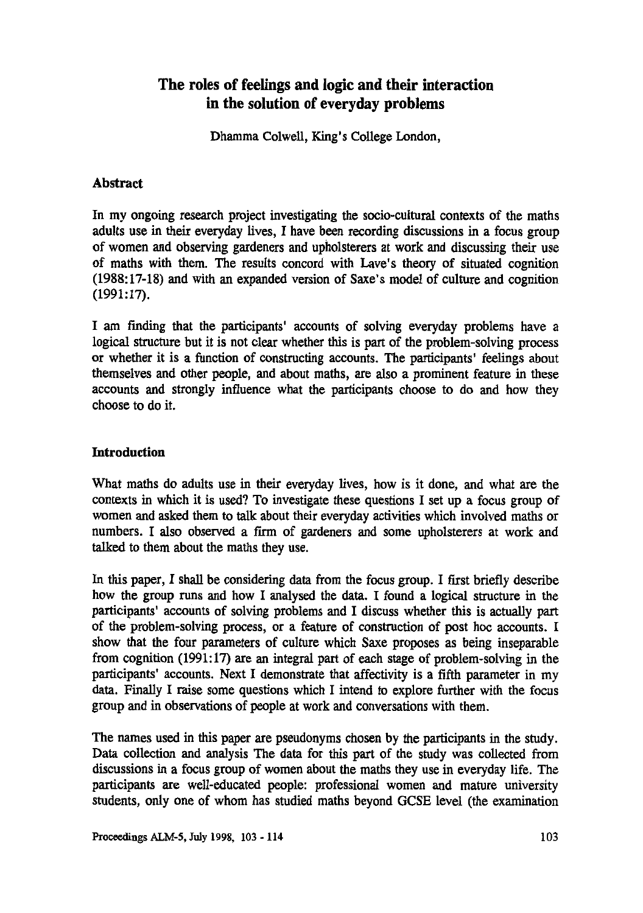# The roles of feelings and logic and their interaction in the solution of everyday problems

Dhamma Colwell, King's College London,

## Abstract

In my ongoing research project investigating the socio-cultural contexts of the maths adults use in their everyday lives, I have been recording discussions in a focus group of women and observing gardeners and upholsterers at work and discussing their use of maths with them. The results concord with Lave's theory of situated cognition (1988:17-18) and with an expanded version of Saxe's model of culture and cognition (1991:17).

I am finding that the participants' accounts of solving everyday problems have a logical structure but it is not clear whether this is part of the problem-solving process or whether it is a function of constructing accounts. The participants' feelings about themselves and other people, and about maths, are also a prominent feature in these accounts and strongly influence what the participants choose to do and how they choose to do it.

## Introduction

What maths do adults use in their everyday lives, how is it done, and what are the contexts in which it is used? To investigate these questions I set up a focus group of women and asked them to talk about their everyday activities which involved maths or numbers. I also observed a firm of gardeners and some upholsterers at work and talked to them about the maths they use.

In this paper, I shall be considering data from the focus group. I first briefly describe how the group runs and how I analysed the data. I found a logical structure in the participants' accounts of solving problems and I discuss whether this is actually part of the problem-solving process, or a feature of construction of post hoc accounts. I show that the four parameters of culture which Saxe proposes as being inseparable from cognition (1991:17) are an integral part of each stage of problem-solving in the participants' accounts. Next I demonstrate that affectivity is a fifth parameter in my data. Finally I raise some questions which I intend to explore further with the focus group and in observations of people at work and conversations with them.

The names used in this paper are pseudonyms chosen by the participants in the study. Data collection and analysis The data for this part of the study was collected from discussions in a focus group of women about the maths they use in everyday life. The participants are well-educated people: professional women and mature university students, only one of whom has studied maths beyond GCSE level (the examination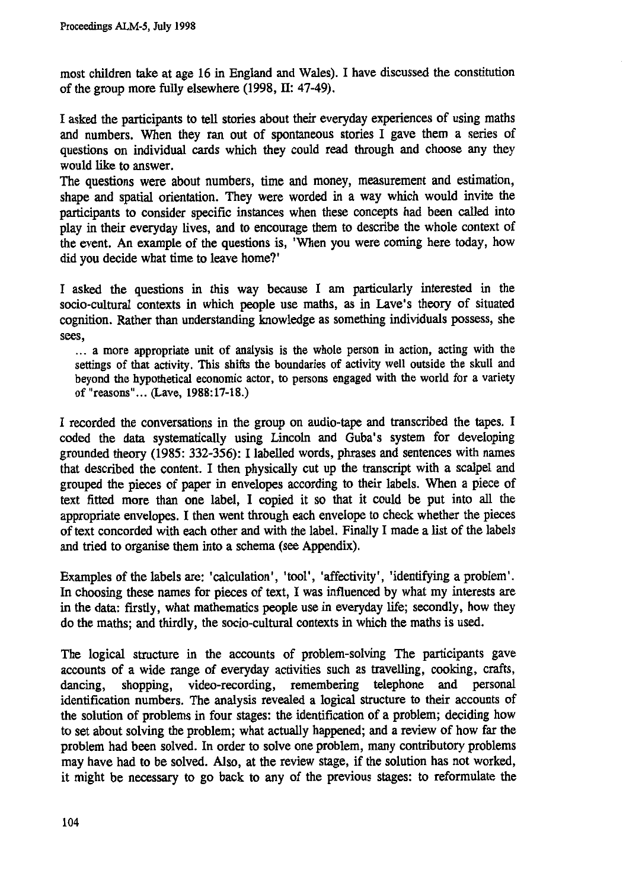most children take at age 16 in England and Wales). I have discussed the constitution of the group more fully elsewhere (1998, II: 47-49).

I asked the participants to tell stories about their everyday experiences of using maths and numbers. When they ran out of spontaneous stories I gave them a series of questions on individual cards which they could read through and choose any they would like to answer.

The questions were about numbers, time and money, measurement and estimation, shape and spatial orientation. They were worded in a way which would invite the participants to consider specific instances when these concepts had been called into play in their everyday lives, and to encourage them to describe the whole context of the event. An example of the questions is, 'When you were coming here today, how did you decide what time to leave home?'

I asked the questions in this way because I am particularly interested in the socio-cultural contexts in which people use maths, as in Lave's theory of situated cognition. Rather than understanding knowledge as something individuals possess, she sees,

> ... a more appropriate unit of analysis is the whole person in action, acting with the settings of that activity. This shifts the boundaries of activity well outside the skull and beyond the hypothetical economic actor, to persons engaged with the world for a variety of "reasons"... (Lave, 1988:17-18.)

I recorded the conversations in the group on audio-tape and transcribed the tapes. I coded the data systematically using Lincoln and Guba's system for developing grounded theory (1985: 332-356): I labelled words, phrases and sentences with names that described the content. I then physically cut up the transcript with a scalpel and grouped the pieces of paper in envelopes according to their labels. When a piece of text fitted more than one label, I copied it so that it could be put into all the appropriate envelopes. I then went through each envelope to check whether the pieces of text concorded with each other and with the label. Finally I made a list of the labels and tried to organise them into a schema (see Appendix).

Examples of the labels are: 'calculation', 'tool', 'affectivity', 'identifying a problem'. In choosing these names for pieces of text, I was influenced by what my interests are in the data: firstly, what mathematics people use in everyday life; secondly, how they do the maths; and thirdly, the socio-cultural contexts in which the maths is used.

**The logical structure in the accounts of problem-solving** The participants gave accounts of a wide range of everyday activities such as travelling, cooking, crafts, dancing, shopping, video-recording, remembering telephone and personal identification numbers. The analysis revealed a logical structure to their accounts of the solution of problems in four stages: the identification of a problem; deciding how to set about solving the problem; what actually happened; and a review of how far the problem had been solved. In order to solve one problem, many contributory problems may have had to be solved. Also, at the review stage, if the solution has not worked, it might be necessary to go back to any of the previous stages: to reformulate the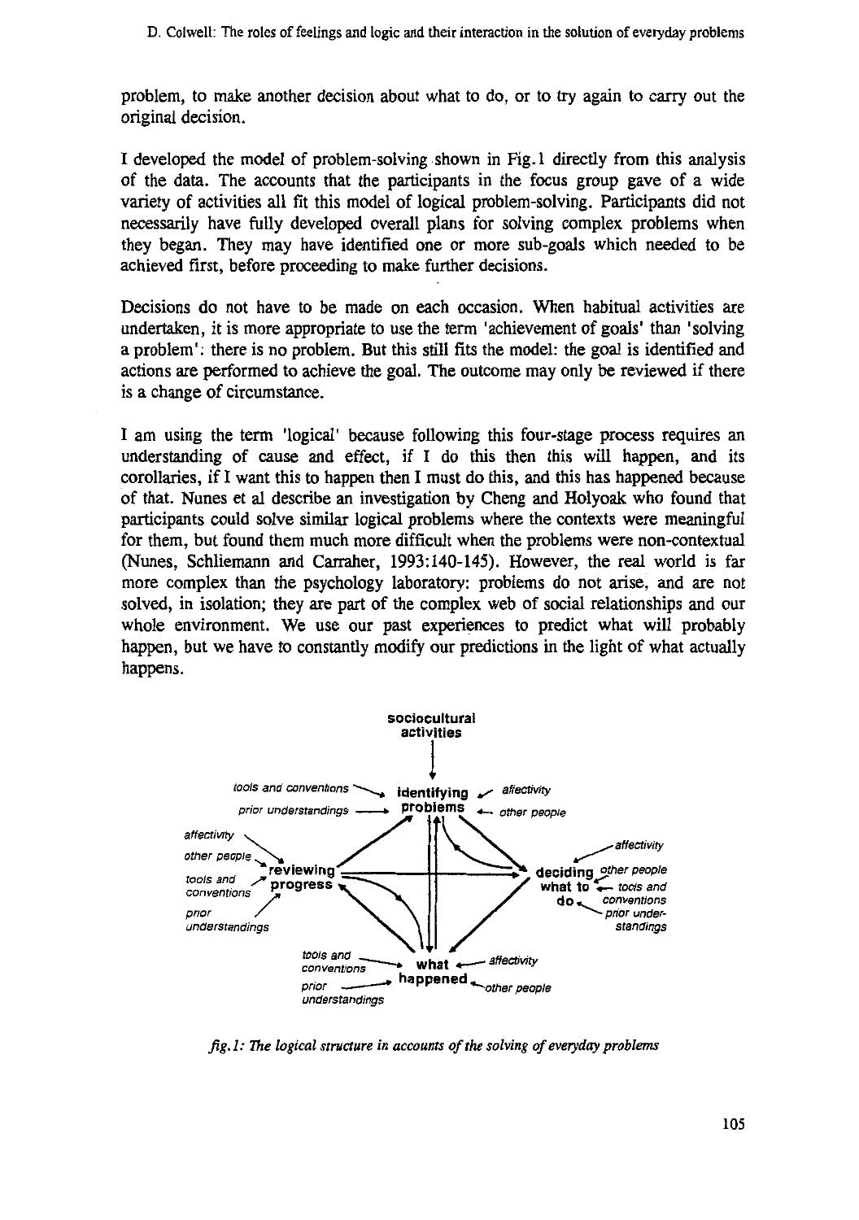problem, to make another decision about what to do, or to try again to carry out the original decision.

I developed the model of problem-solving shown in Fig.1 directly from this analysis of the data. The accounts that the participants in the focus group gave of a wide variety of activities all fit this model of logical problem-solving. Participants did not necessarily have fully developed overall plans for solving complex problems when they began. They may have identified one or more sub-goals which needed to be achieved first, before proceeding to make further decisions.

Decisions do not have to be made on each occasion. When habitual activities are undertaken, it is more appropriate to use the term 'achievement of goals' than 'solving a problem': there is no problem. But this still fits the model: the goal is identified and actions are performed to achieve the goal. The outcome may only be reviewed if there is a change of circumstance.

I am using the term 'logical' because following this four-stage process requires an understanding of cause and effect, if I do this then this will happen, and its corollaries, if I want this to happen then I must do this, and this has happened because of that. Nunes et al describe an investigation by Cheng and Holyoak who found that participants could solve similar logical problems where the contexts were meaningful for them, but found them much more difficult when the problems were non-contextual (Nunes, Schliemann and Carraher, 1993:140-145). However, the real world is far more complex than the psychology laboratory: problems do not arise, and are not solved, in isolation; they are part of the complex web of social relationships and our whole environment. We use our past experiences to predict what will probably happen, but we have to constantly modify our predictions in the light of what actually happens.

sociocultural activities

tools and conventions
prior understandings
identifying problems
affectivity
other people

affectivity
other people
tools and conventions
prior understandings
reviewing progress

deciding what to do
affectivity
other people
tools and conventions
prior understandings

tools and conventions
prior understandings
what happened
affectivity
other people

*fig.1: The logical structure in accounts of the solving of everyday problems*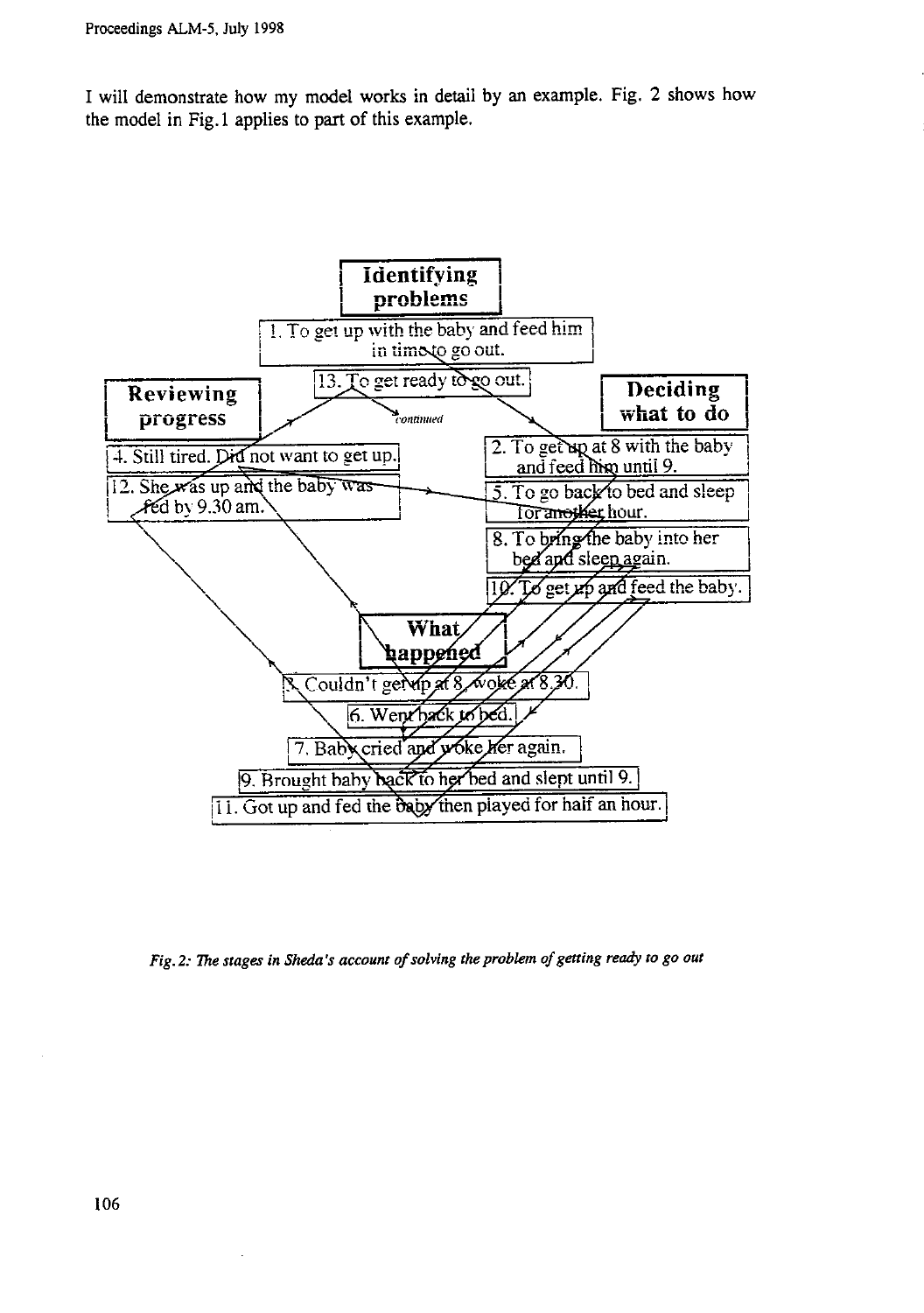I will demonstrate how my model works in detail by an example. Fig. 2 shows how the model in Fig.1 applies to part of this example.

**Identifying problems**

1. To get up with the baby and feed him in time to go out.

13. To get ready to go out. *continued*

**Reviewing progress**

4. Still tired. Did not want to get up.

12. She was up and the baby was fed by 9.30 am.

**Deciding what to do**

2. To get up at 8 with the baby and feed him until 9.

5. To go back to bed and sleep for another hour.

8. To bring the baby into her bed and sleep again.

10. To get up and feed the baby.

**What happened**

3. Couldn't get up at 8, woke at 8.30.

6. Went back to bed.

7. Baby cried and woke her again.

9. Brought baby back to her bed and slept until 9.

11. Got up and fed the baby then played for half an hour.

*Fig. 2: The stages in Sheda's account of solving the problem of getting ready to go out*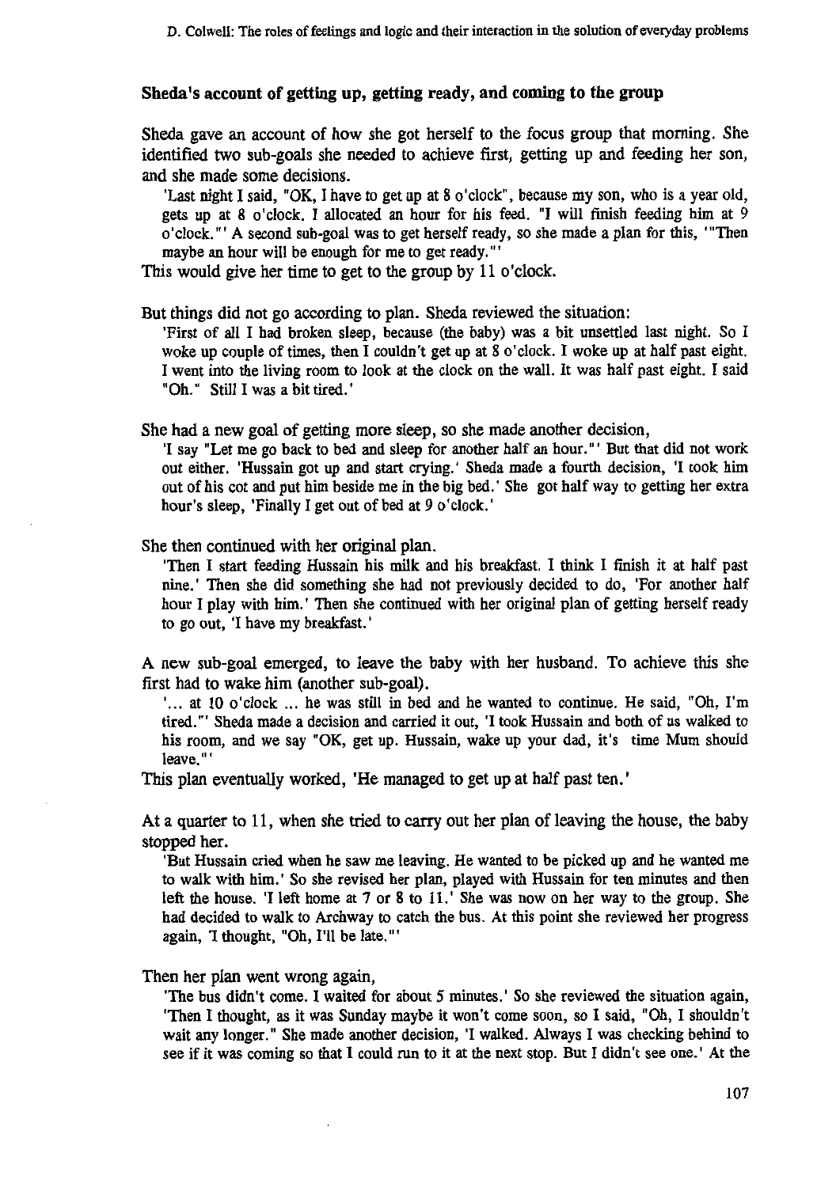### Sheda's account of getting up, getting ready, and coming to the group

Sheda gave an account of how she got herself to the focus group that morning. She identified two sub-goals she needed to achieve first, getting up and feeding her son, and she made some decisions.

> 'Last night I said, "OK, I have to get up at 8 o'clock", because my son, who is a year old, gets up at 8 o'clock. I allocated an hour for his feed. "I will finish feeding him at 9 o'clock."' A second sub-goal was to get herself ready, so she made a plan for this, '"Then maybe an hour will be enough for me to get ready."'

This would give her time to get to the group by 11 o'clock.

But things did not go according to plan. Sheda reviewed the situation:

> 'First of all I had broken sleep, because (the baby) was a bit unsettled last night. So I woke up couple of times, then I couldn't get up at 8 o'clock. I woke up at half past eight. I went into the living room to look at the clock on the wall. It was half past eight. I said "Oh." Still I was a bit tired.'

She had a new goal of getting more sleep, so she made another decision,

> 'I say "Let me go back to bed and sleep for another half an hour."' But that did not work out either. 'Hussain got up and start crying.' Sheda made a fourth decision, 'I took him out of his cot and put him beside me in the big bed.' She got half way to getting her extra hour's sleep, 'Finally I get out of bed at 9 o'clock.'

She then continued with her original plan.

> 'Then I start feeding Hussain his milk and his breakfast. I think I finish it at half past nine.' Then she did something she had not previously decided to do, 'For another half hour I play with him.' Then she continued with her original plan of getting herself ready to go out, 'I have my breakfast.'

A new sub-goal emerged, to leave the baby with her husband. To achieve this she first had to wake him (another sub-goal).

> '... at 10 o'clock ... he was still in bed and he wanted to continue. He said, "Oh, I'm tired."' Sheda made a decision and carried it out, 'I took Hussain and both of us walked to his room, and we say "OK, get up. Hussain, wake up your dad, it's time Mum should leave."'

This plan eventually worked, 'He managed to get up at half past ten.'

At a quarter to 11, when she tried to carry out her plan of leaving the house, the baby stopped her.

> 'But Hussain cried when he saw me leaving. He wanted to be picked up and he wanted me to walk with him.' So she revised her plan, played with Hussain for ten minutes and then left the house. 'I left home at 7 or 8 to 11.' She was now on her way to the group. She had decided to walk to Archway to catch the bus. At this point she reviewed her progress again, 'I thought, "Oh, I'll be late."'

Then her plan went wrong again,

> 'The bus didn't come. I waited for about 5 minutes.' So she reviewed the situation again, 'Then I thought, as it was Sunday maybe it won't come soon, so I said, "Oh, I shouldn't wait any longer." She made another decision, 'I walked. Always I was checking behind to see if it was coming so that I could run to it at the next stop. But I didn't see one.' At the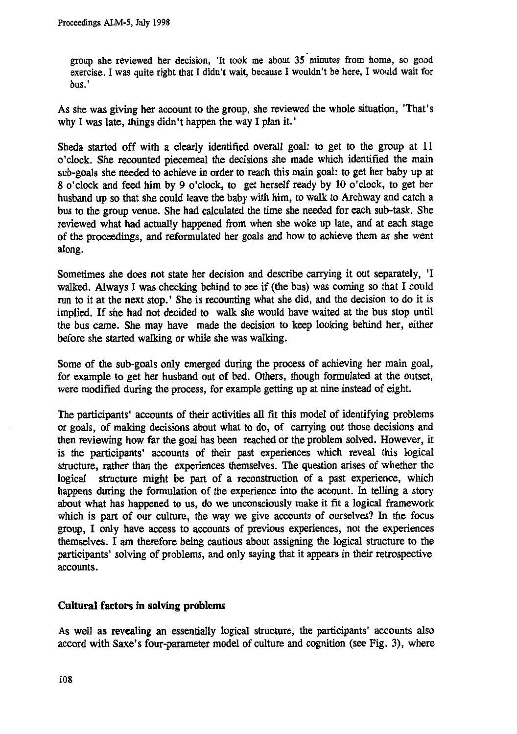group she reviewed her decision, 'It took me about 35 minutes from home, so good exercise. I was quite right that I didn't wait, because I wouldn't be here, I would wait for bus.'

As she was giving her account to the group, she reviewed the whole situation, 'That's why I was late, things didn't happen the way I plan it.'

Sheda started off with a clearly identified overall goal: to get to the group at 11 o'clock. She recounted piecemeal the decisions she made which identified the main sub-goals she needed to achieve in order to reach this main goal: to get her baby up at 8 o'clock and feed him by 9 o'clock, to get herself ready by 10 o'clock, to get her husband up so that she could leave the baby with him, to walk to Archway and catch a bus to the group venue. She had calculated the time she needed for each sub-task. She reviewed what had actually happened from when she woke up late, and at each stage of the proceedings, and reformulated her goals and how to achieve them as she went along.

Sometimes she does not state her decision and describe carrying it out separately, 'I walked. Always I was checking behind to see if (the bus) was coming so that I could run to it at the next stop.' She is recounting what she did, and the decision to do it is implied. If she had not decided to walk she would have waited at the bus stop until the bus came. She may have made the decision to keep looking behind her, either before she started walking or while she was walking.

Some of the sub-goals only emerged during the process of achieving her main goal, for example to get her husband out of bed. Others, though formulated at the outset, were modified during the process, for example getting up at nine instead of eight.

The participants' accounts of their activities all fit this model of identifying problems or goals, of making decisions about what to do, of carrying out those decisions and then reviewing how far the goal has been reached or the problem solved. However, it is the participants' accounts of their past experiences which reveal this logical structure, rather than the experiences themselves. The question arises of whether the logical structure might be part of a reconstruction of a past experience, which happens during the formulation of the experience into the account. In telling a story about what has happened to us, do we unconsciously make it fit a logical framework which is part of our culture, the way we give accounts of ourselves? In the focus group, I only have access to accounts of previous experiences, not the experiences themselves. I am therefore being cautious about assigning the logical structure to the participants' solving of problems, and only saying that it appears in their retrospective accounts.

### Cultural factors in solving problems

As well as revealing an essentially logical structure, the participants' accounts also accord with Saxe's four-parameter model of culture and cognition (see Fig. 3), where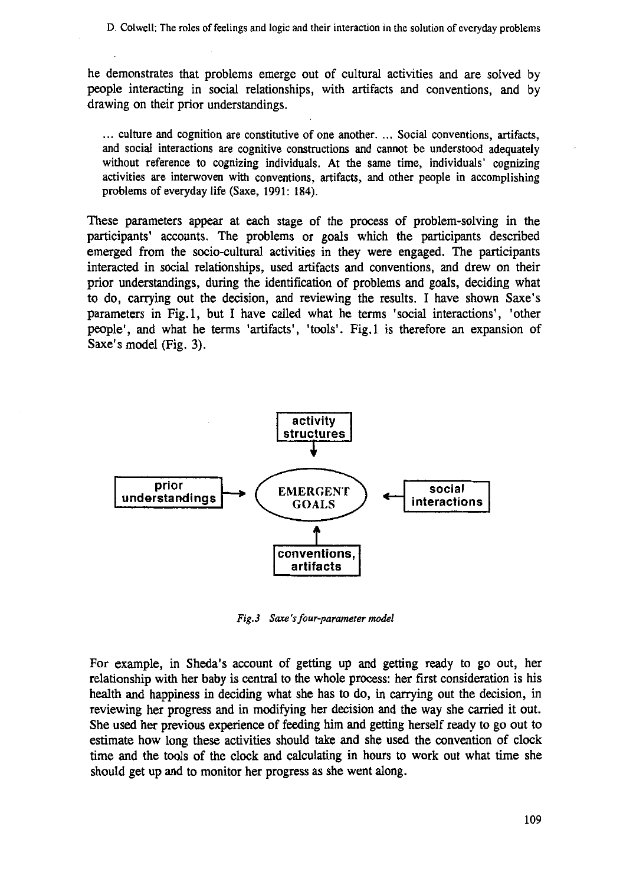he demonstrates that problems emerge out of cultural activities and are solved by people interacting in social relationships, with artifacts and conventions, and by drawing on their prior understandings.

> ... culture and cognition are constitutive of one another. ... Social conventions, artifacts, and social interactions are cognitive constructions and cannot be understood adequately without reference to cognizing individuals. At the same time, individuals' cognizing activities are interwoven with conventions, artifacts, and other people in accomplishing problems of everyday life (Saxe, 1991: 184).

These parameters appear at each stage of the process of problem-solving in the participants' accounts. The problems or goals which the participants described emerged from the socio-cultural activities in they were engaged. The participants interacted in social relationships, used artifacts and conventions, and drew on their prior understandings, during the identification of problems and goals, deciding what to do, carrying out the decision, and reviewing the results. I have shown Saxe's parameters in Fig.1, but I have called what he terms 'social interactions', 'other people', and what he terms 'artifacts', 'tools'. Fig.1 is therefore an expansion of Saxe's model (Fig. 3).

activity structures → EMERGENT GOALS

prior understandings → EMERGENT GOALS ← social interactions

conventions, artifacts → EMERGENT GOALS

*Fig.3 Saxe's four-parameter model*

For example, in Sheda's account of getting up and getting ready to go out, her relationship with her baby is central to the whole process: her first consideration is his health and happiness in deciding what she has to do, in carrying out the decision, in reviewing her progress and in modifying her decision and the way she carried it out. She used her previous experience of feeding him and getting herself ready to go out to estimate how long these activities should take and she used the convention of clock time and the tools of the clock and calculating in hours to work out what time she should get up and to monitor her progress as she went along.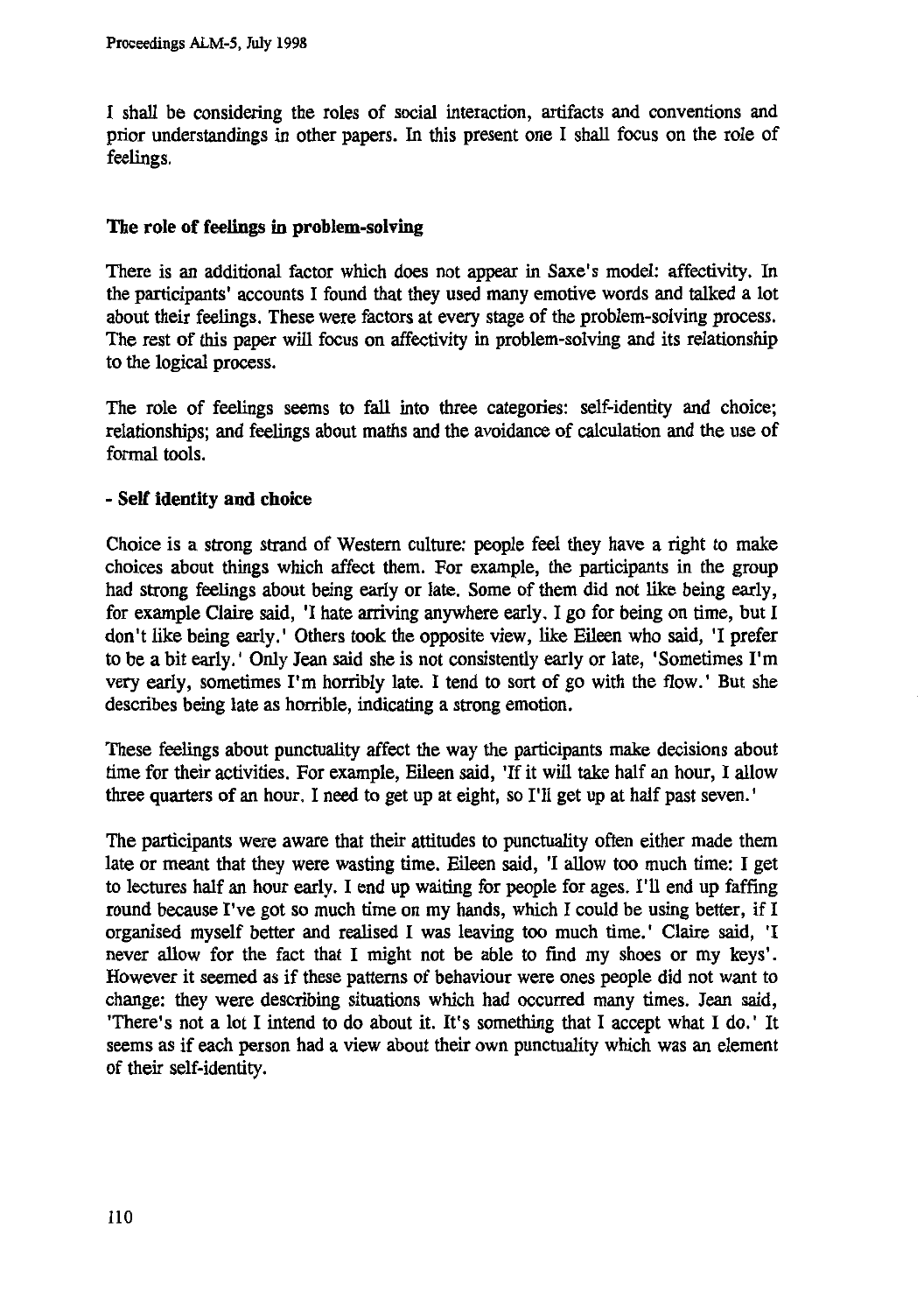I shall be considering the roles of social interaction, artifacts and conventions and prior understandings in other papers. In this present one I shall focus on the role of feelings.

## The role of feelings in problem-solving

There is an additional factor which does not appear in Saxe's model: affectivity. In the participants' accounts I found that they used many emotive words and talked a lot about their feelings. These were factors at every stage of the problem-solving process. The rest of this paper will focus on affectivity in problem-solving and its relationship to the logical process.

The role of feelings seems to fall into three categories: self-identity and choice; relationships; and feelings about maths and the avoidance of calculation and the use of formal tools.

### - Self identity and choice

Choice is a strong strand of Western culture: people feel they have a right to make choices about things which affect them. For example, the participants in the group had strong feelings about being early or late. Some of them did not like being early, for example Claire said, 'I hate arriving anywhere early. I go for being on time, but I don't like being early.' Others took the opposite view, like Eileen who said, 'I prefer to be a bit early.' Only Jean said she is not consistently early or late, 'Sometimes I'm very early, sometimes I'm horribly late. I tend to sort of go with the flow.' But she describes being late as horrible, indicating a strong emotion.

These feelings about punctuality affect the way the participants make decisions about time for their activities. For example, Eileen said, 'If it will take half an hour, I allow three quarters of an hour. I need to get up at eight, so I'll get up at half past seven.'

The participants were aware that their attitudes to punctuality often either made them late or meant that they were wasting time. Eileen said, 'I allow too much time: I get to lectures half an hour early. I end up waiting for people for ages. I'll end up faffing round because I've got so much time on my hands, which I could be using better, if I organised myself better and realised I was leaving too much time.' Claire said, 'I never allow for the fact that I might not be able to find my shoes or my keys'. However it seemed as if these patterns of behaviour were ones people did not want to change: they were describing situations which had occurred many times. Jean said, 'There's not a lot I intend to do about it. It's something that I accept what I do.' It seems as if each person had a view about their own punctuality which was an element of their self-identity.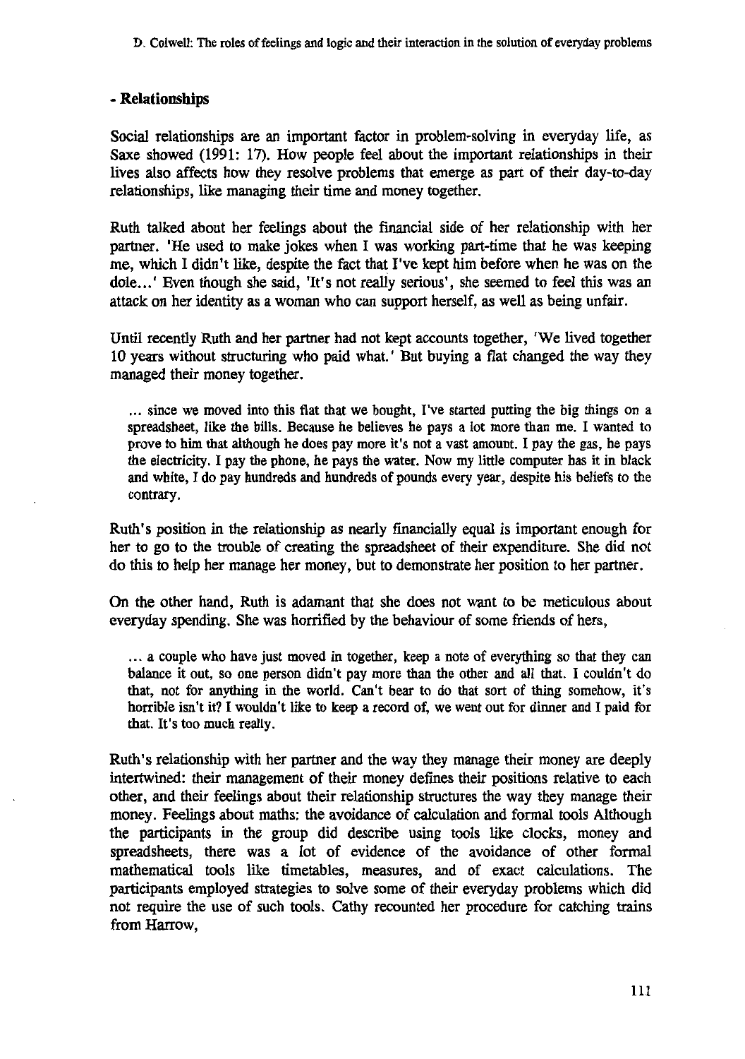### - Relationships

Social relationships are an important factor in problem-solving in everyday life, as Saxe showed (1991: 17). How people feel about the important relationships in their lives also affects how they resolve problems that emerge as part of their day-to-day relationships, like managing their time and money together.

Ruth talked about her feelings about the financial side of her relationship with her partner. 'He used to make jokes when I was working part-time that he was keeping me, which I didn't like, despite the fact that I've kept him before when he was on the dole...' Even though she said, 'It's not really serious', she seemed to feel this was an attack on her identity as a woman who can support herself, as well as being unfair.

Until recently Ruth and her partner had not kept accounts together, 'We lived together 10 years without structuring who paid what.' But buying a flat changed the way they managed their money together.

> ... since we moved into this flat that we bought, I've started putting the big things on a spreadsheet, like the bills. Because he believes he pays a lot more than me. I wanted to prove to him that although he does pay more it's not a vast amount. I pay the gas, he pays the electricity. I pay the phone, he pays the water. Now my little computer has it in black and white, I do pay hundreds and hundreds of pounds every year, despite his beliefs to the contrary.

Ruth's position in the relationship as nearly financially equal is important enough for her to go to the trouble of creating the spreadsheet of their expenditure. She did not do this to help her manage her money, but to demonstrate her position to her partner.

On the other hand, Ruth is adamant that she does not want to be meticulous about everyday spending. She was horrified by the behaviour of some friends of hers,

> ... a couple who have just moved in together, keep a note of everything so that they can balance it out, so one person didn't pay more than the other and all that. I couldn't do that, not for anything in the world. Can't bear to do that sort of thing somehow, it's horrible isn't it? I wouldn't like to keep a record of, we went out for dinner and I paid for that. It's too much really.

Ruth's relationship with her partner and the way they manage their money are deeply intertwined: their management of their money defines their positions relative to each other, and their feelings about their relationship structures the way they manage their money. Feelings about maths: the avoidance of calculation and formal tools Although the participants in the group did describe using tools like clocks, money and spreadsheets, there was a lot of evidence of the avoidance of other formal mathematical tools like timetables, measures, and of exact calculations. The participants employed strategies to solve some of their everyday problems which did not require the use of such tools. Cathy recounted her procedure for catching trains from Harrow,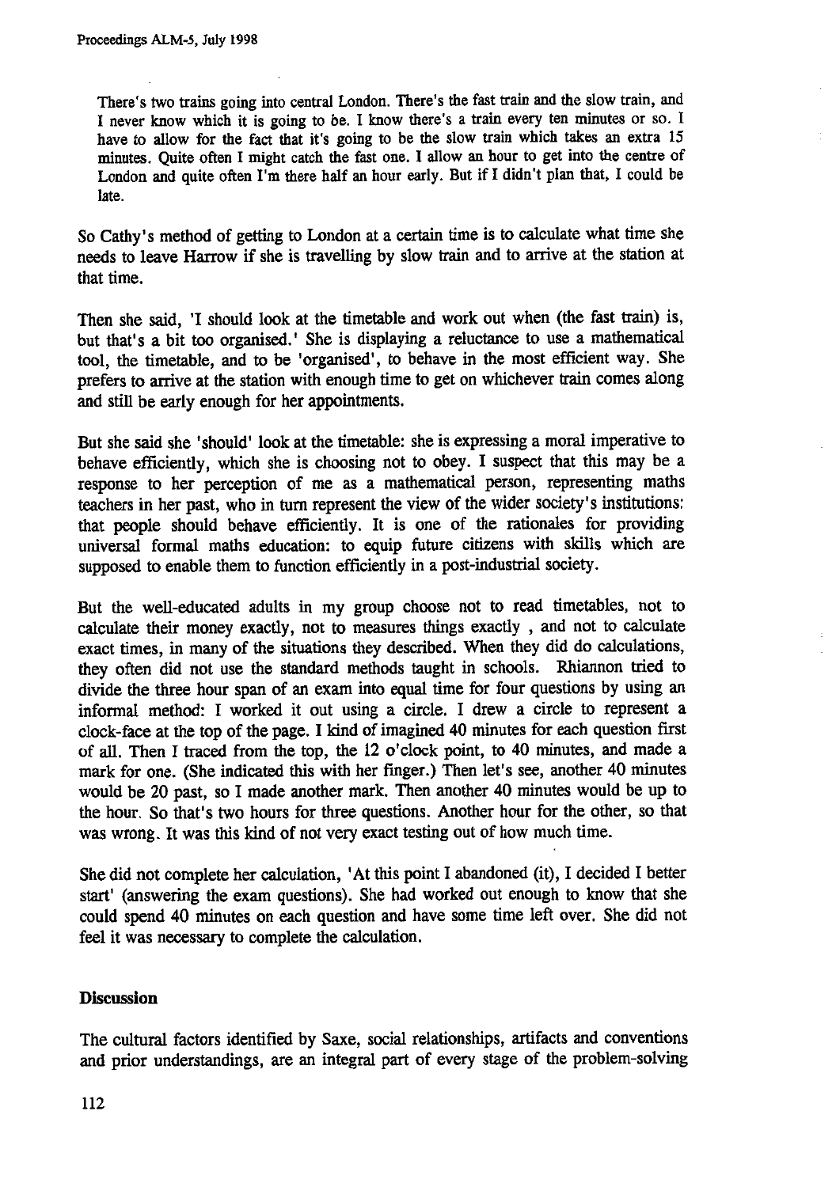There's two trains going into central London. There's the fast train and the slow train, and I never know which it is going to be. I know there's a train every ten minutes or so. I have to allow for the fact that it's going to be the slow train which takes an extra 15 minutes. Quite often I might catch the fast one. I allow an hour to get into the centre of London and quite often I'm there half an hour early. But if I didn't plan that, I could be late.

So Cathy's method of getting to London at a certain time is to calculate what time she needs to leave Harrow if she is travelling by slow train and to arrive at the station at that time.

Then she said, 'I should look at the timetable and work out when (the fast train) is, but that's a bit too organised.' She is displaying a reluctance to use a mathematical tool, the timetable, and to be 'organised', to behave in the most efficient way. She prefers to arrive at the station with enough time to get on whichever train comes along and still be early enough for her appointments.

But she said she 'should' look at the timetable: she is expressing a moral imperative to behave efficiently, which she is choosing not to obey. I suspect that this may be a response to her perception of me as a mathematical person, representing maths teachers in her past, who in turn represent the view of the wider society's institutions: that people should behave efficiently. It is one of the rationales for providing universal formal maths education: to equip future citizens with skills which are supposed to enable them to function efficiently in a post-industrial society.

But the well-educated adults in my group choose not to read timetables, not to calculate their money exactly, not to measures things exactly , and not to calculate exact times, in many of the situations they described. When they did do calculations, they often did not use the standard methods taught in schools. Rhiannon tried to divide the three hour span of an exam into equal time for four questions by using an informal method: I worked it out using a circle. I drew a circle to represent a clock-face at the top of the page. I kind of imagined 40 minutes for each question first of all. Then I traced from the top, the 12 o'clock point, to 40 minutes, and made a mark for one. (She indicated this with her finger.) Then let's see, another 40 minutes would be 20 past, so I made another mark. Then another 40 minutes would be up to the hour. So that's two hours for three questions. Another hour for the other, so that was wrong. It was this kind of not very exact testing out of how much time.

She did not complete her calculation, 'At this point I abandoned (it), I decided I better start' (answering the exam questions). She had worked out enough to know that she could spend 40 minutes on each question and have some time left over. She did not feel it was necessary to complete the calculation.

## Discussion

The cultural factors identified by Saxe, social relationships, artifacts and conventions and prior understandings, are an integral part of every stage of the problem-solving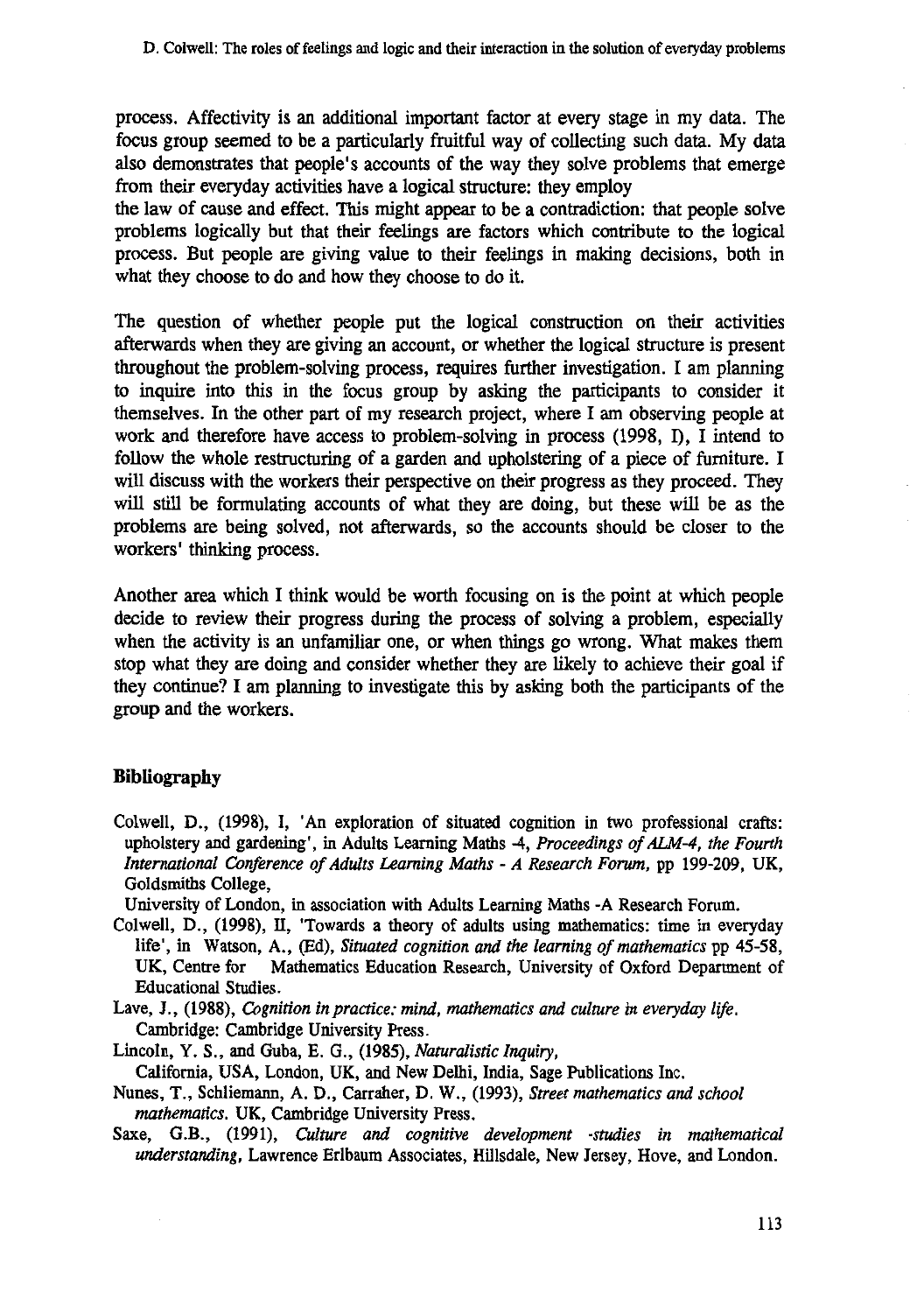process. Affectivity is an additional important factor at every stage in my data. The focus group seemed to be a particularly fruitful way of collecting such data. My data also demonstrates that people's accounts of the way they solve problems that emerge from their everyday activities have a logical structure: they employ
the law of cause and effect. This might appear to be a contradiction: that people solve problems logically but that their feelings are factors which contribute to the logical process. But people are giving value to their feelings in making decisions, both in what they choose to do and how they choose to do it.

The question of whether people put the logical construction on their activities afterwards when they are giving an account, or whether the logical structure is present throughout the problem-solving process, requires further investigation. I am planning to inquire into this in the focus group by asking the participants to consider it themselves. In the other part of my research project, where I am observing people at work and therefore have access to problem-solving in process (1998, I), I intend to follow the whole restructuring of a garden and upholstering of a piece of furniture. I will discuss with the workers their perspective on their progress as they proceed. They will still be formulating accounts of what they are doing, but these will be as the problems are being solved, not afterwards, so the accounts should be closer to the workers' thinking process.

Another area which I think would be worth focusing on is the point at which people decide to review their progress during the process of solving a problem, especially when the activity is an unfamiliar one, or when things go wrong. What makes them stop what they are doing and consider whether they are likely to achieve their goal if they continue? I am planning to investigate this by asking both the participants of the group and the workers.

## Bibliography

Colwell, D., (1998), I, 'An exploration of situated cognition in two professional crafts: upholstery and gardening', in Adults Learning Maths -4, *Proceedings of ALM-4, the Fourth International Conference of Adults Learning Maths - A Research Forum*, pp 199-209, UK, Goldsmiths College,
University of London, in association with Adults Learning Maths -A Research Forum.

Colwell, D., (1998), II, 'Towards a theory of adults using mathematics: time in everyday life', in Watson, A., (Ed), *Situated cognition and the learning of mathematics* pp 45-58, UK, Centre for Mathematics Education Research, University of Oxford Department of Educational Studies.

Lave, J., (1988), *Cognition in practice: mind, mathematics and culture in everyday life*. Cambridge: Cambridge University Press.

Lincoln, Y. S., and Guba, E. G., (1985), *Naturalistic Inquiry*,
California, USA, London, UK, and New Delhi, India, Sage Publications Inc.

Nunes, T., Schliemann, A. D., Carraher, D. W., (1993), *Street mathematics and school mathematics*. UK, Cambridge University Press.

Saxe, G.B., (1991), *Culture and cognitive development -studies in mathematical understanding*, Lawrence Erlbaum Associates, Hillsdale, New Jersey, Hove, and London.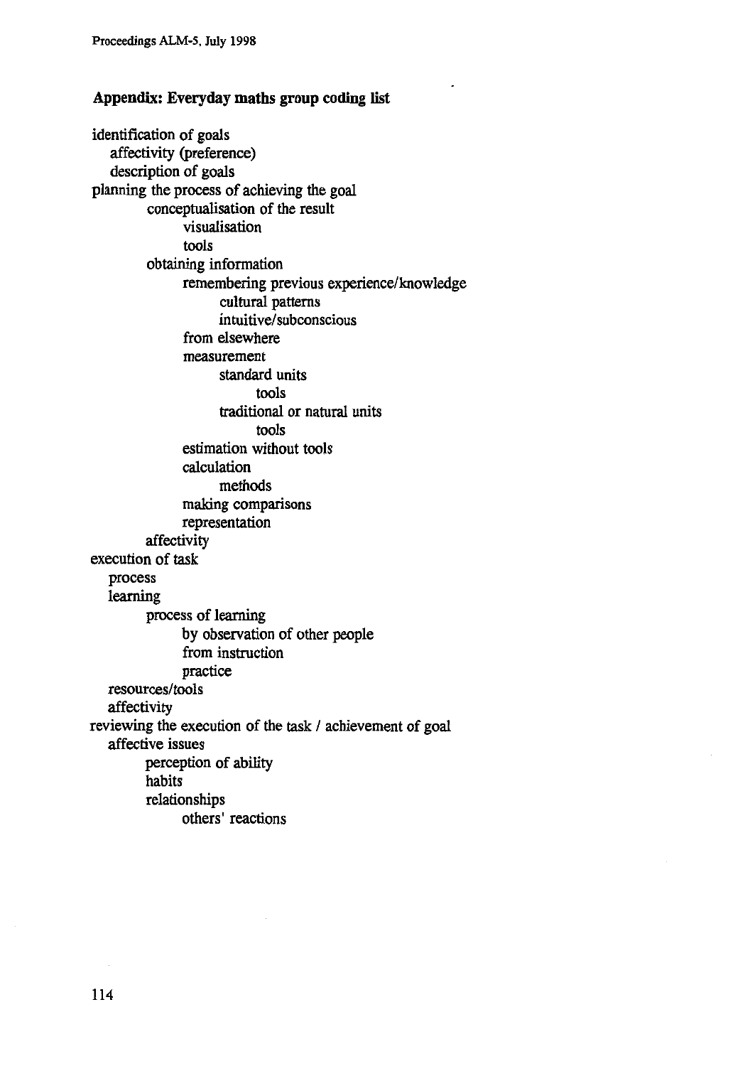## Appendix: Everyday maths group coding list

- identification of goals
  - affectivity (preference)
  - description of goals
- planning the process of achieving the goal
  - conceptualisation of the result
    - visualisation
    - tools
  - obtaining information
    - remembering previous experience/knowledge
      - cultural patterns
      - intuitive/subconscious
    - from elsewhere
    - measurement
      - standard units
        - tools
      - traditional or natural units
        - tools
    - estimation without tools
    - calculation
      - methods
    - making comparisons
    - representation
  - affectivity
- execution of task
  - process
  - learning
    - process of learning
      - by observation of other people
      - from instruction
      - practice
  - resources/tools
  - affectivity
- reviewing the execution of the task / achievement of goal
  - affective issues
    - perception of ability
    - habits
    - relationships
      - others' reactions